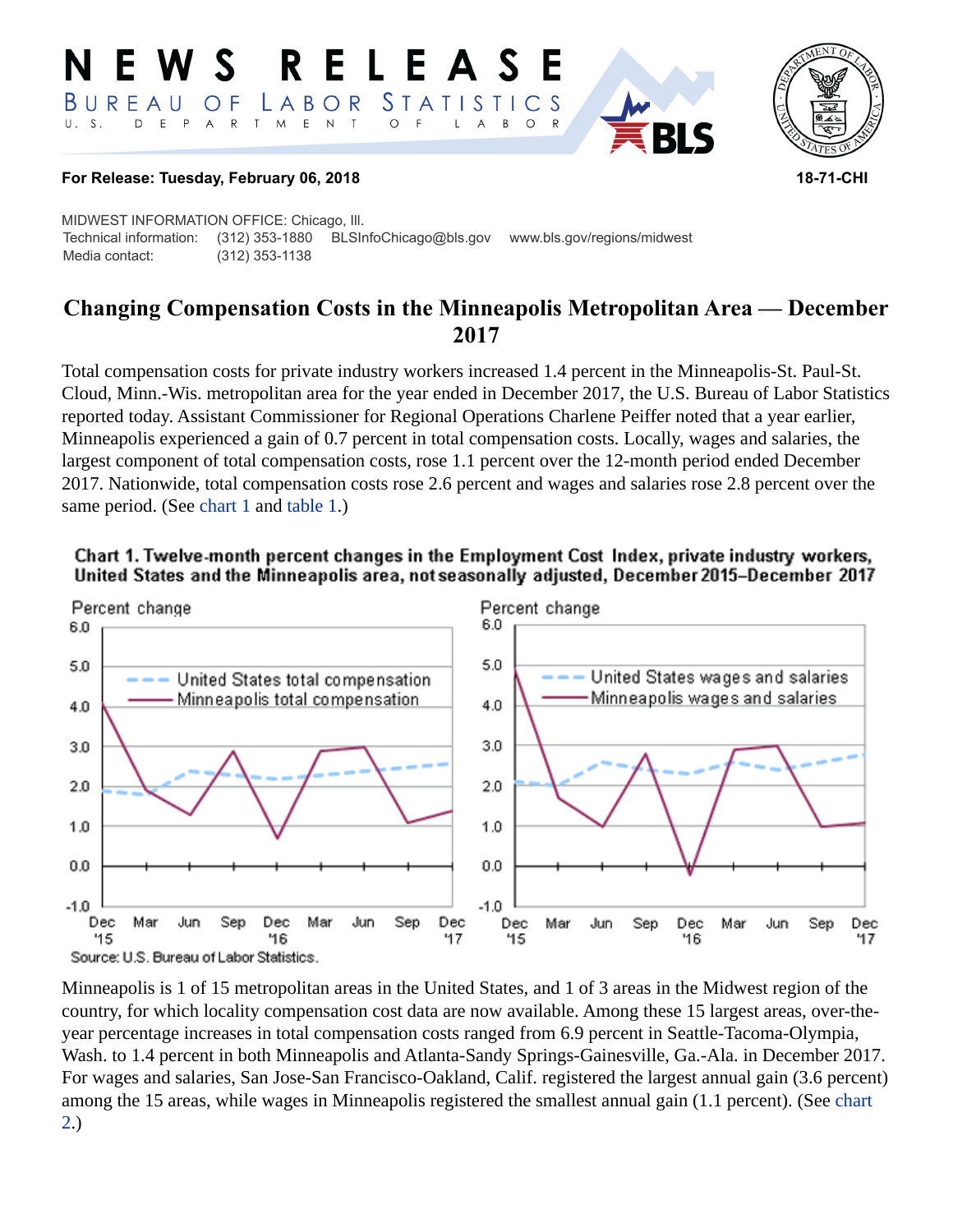# NEWS RELEASE

BUREAU OF LABOR STATISTICS

U. S. DEPARTMENT OF LABOR

**For Release: Tuesday, February 06, 2018** **18-71-CHI**

MIDWEST INFORMATION OFFICE: Chicago, Ill.
Technical information: (312) 353-1880 BLSInfoChicago@bls.gov www.bls.gov/regions/midwest
Media contact: (312) 353-1138

## Changing Compensation Costs in the Minneapolis Metropolitan Area — December 2017

Total compensation costs for private industry workers increased 1.4 percent in the Minneapolis-St. Paul-St. Cloud, Minn.-Wis. metropolitan area for the year ended in December 2017, the U.S. Bureau of Labor Statistics reported today. Assistant Commissioner for Regional Operations Charlene Peiffer noted that a year earlier, Minneapolis experienced a gain of 0.7 percent in total compensation costs. Locally, wages and salaries, the largest component of total compensation costs, rose 1.1 percent over the 12-month period ended December 2017. Nationwide, total compensation costs rose 2.6 percent and wages and salaries rose 2.8 percent over the same period. (See chart 1 and table 1.)

**Chart 1. Twelve-month percent changes in the Employment Cost Index, private industry workers, United States and the Minneapolis area, not seasonally adjusted, December 2015–December 2017**

Source: U.S. Bureau of Labor Statistics.

Minneapolis is 1 of 15 metropolitan areas in the United States, and 1 of 3 areas in the Midwest region of the country, for which locality compensation cost data are now available. Among these 15 largest areas, over-the-year percentage increases in total compensation costs ranged from 6.9 percent in Seattle-Tacoma-Olympia, Wash. to 1.4 percent in both Minneapolis and Atlanta-Sandy Springs-Gainesville, Ga.-Ala. in December 2017. For wages and salaries, San Jose-San Francisco-Oakland, Calif. registered the largest annual gain (3.6 percent) among the 15 areas, while wages in Minneapolis registered the smallest annual gain (1.1 percent). (See chart 2.)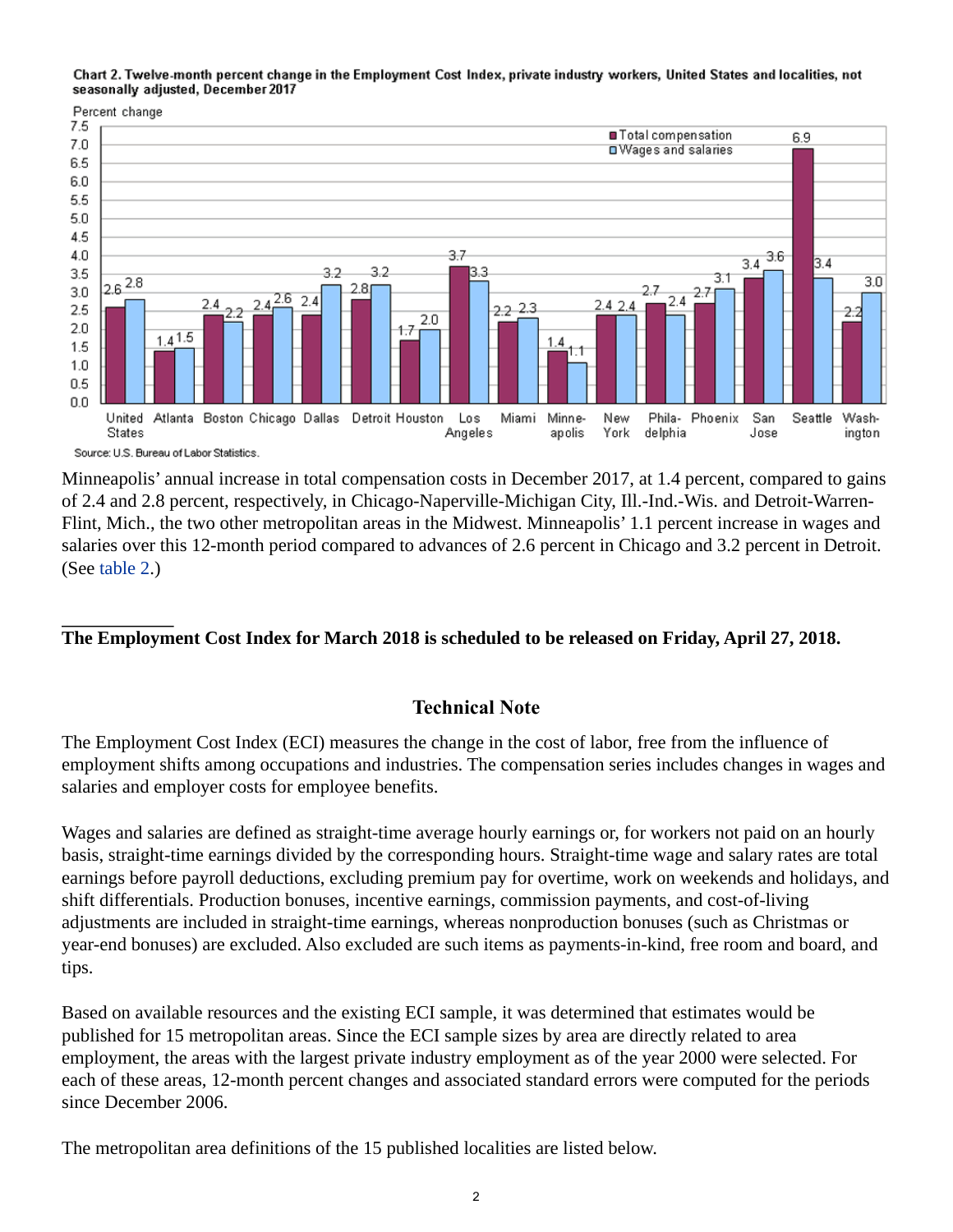Chart 2. Twelve-month percent change in the Employment Cost Index, private industry workers, United States and localities, not seasonally adjusted, December 2017

| Area | Total compensation | Wages and salaries |
|---|---|---|
| United States | 2.6 | 2.8 |
| Atlanta | 1.4 | 1.5 |
| Boston | 2.4 | 2.2 |
| Chicago | 2.4 | 2.6 |
| Dallas | 2.4 | 3.2 |
| Detroit | 2.8 | 3.2 |
| Houston | 1.7 | 2.0 |
| Los Angeles | 3.7 | 3.3 |
| Miami | 2.2 | 2.3 |
| Minneapolis | 1.4 | 1.1 |
| New York | 2.4 | 2.4 |
| Philadelphia | 2.7 | 2.4 |
| Phoenix | 2.7 | 3.1 |
| San Jose | 3.4 | 3.6 |
| Seattle | 6.9 | 3.4 |
| Washington | 2.2 | 3.0 |

Source: U.S. Bureau of Labor Statistics.

Minneapolis' annual increase in total compensation costs in December 2017, at 1.4 percent, compared to gains of 2.4 and 2.8 percent, respectively, in Chicago-Naperville-Michigan City, Ill.-Ind.-Wis. and Detroit-Warren-Flint, Mich., the two other metropolitan areas in the Midwest. Minneapolis' 1.1 percent increase in wages and salaries over this 12-month period compared to advances of 2.6 percent in Chicago and 3.2 percent in Detroit. (See table 2.)

**The Employment Cost Index for March 2018 is scheduled to be released on Friday, April 27, 2018.**

## Technical Note

The Employment Cost Index (ECI) measures the change in the cost of labor, free from the influence of employment shifts among occupations and industries. The compensation series includes changes in wages and salaries and employer costs for employee benefits.

Wages and salaries are defined as straight-time average hourly earnings or, for workers not paid on an hourly basis, straight-time earnings divided by the corresponding hours. Straight-time wage and salary rates are total earnings before payroll deductions, excluding premium pay for overtime, work on weekends and holidays, and shift differentials. Production bonuses, incentive earnings, commission payments, and cost-of-living adjustments are included in straight-time earnings, whereas nonproduction bonuses (such as Christmas or year-end bonuses) are excluded. Also excluded are such items as payments-in-kind, free room and board, and tips.

Based on available resources and the existing ECI sample, it was determined that estimates would be published for 15 metropolitan areas. Since the ECI sample sizes by area are directly related to area employment, the areas with the largest private industry employment as of the year 2000 were selected. For each of these areas, 12-month percent changes and associated standard errors were computed for the periods since December 2006.

The metropolitan area definitions of the 15 published localities are listed below.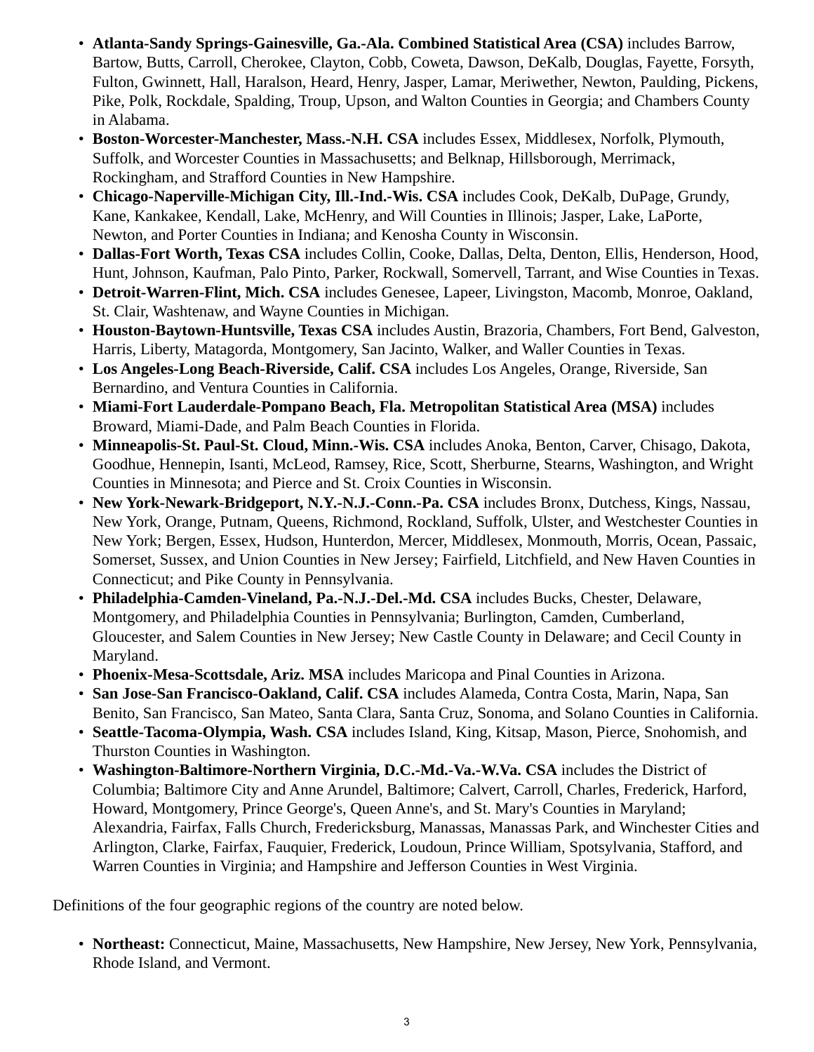- **Atlanta-Sandy Springs-Gainesville, Ga.-Ala. Combined Statistical Area (CSA)** includes Barrow, Bartow, Butts, Carroll, Cherokee, Clayton, Cobb, Coweta, Dawson, DeKalb, Douglas, Fayette, Forsyth, Fulton, Gwinnett, Hall, Haralson, Heard, Henry, Jasper, Lamar, Meriwether, Newton, Paulding, Pickens, Pike, Polk, Rockdale, Spalding, Troup, Upson, and Walton Counties in Georgia; and Chambers County in Alabama.
- **Boston-Worcester-Manchester, Mass.-N.H. CSA** includes Essex, Middlesex, Norfolk, Plymouth, Suffolk, and Worcester Counties in Massachusetts; and Belknap, Hillsborough, Merrimack, Rockingham, and Strafford Counties in New Hampshire.
- **Chicago-Naperville-Michigan City, Ill.-Ind.-Wis. CSA** includes Cook, DeKalb, DuPage, Grundy, Kane, Kankakee, Kendall, Lake, McHenry, and Will Counties in Illinois; Jasper, Lake, LaPorte, Newton, and Porter Counties in Indiana; and Kenosha County in Wisconsin.
- **Dallas-Fort Worth, Texas CSA** includes Collin, Cooke, Dallas, Delta, Denton, Ellis, Henderson, Hood, Hunt, Johnson, Kaufman, Palo Pinto, Parker, Rockwall, Somervell, Tarrant, and Wise Counties in Texas.
- **Detroit-Warren-Flint, Mich. CSA** includes Genesee, Lapeer, Livingston, Macomb, Monroe, Oakland, St. Clair, Washtenaw, and Wayne Counties in Michigan.
- **Houston-Baytown-Huntsville, Texas CSA** includes Austin, Brazoria, Chambers, Fort Bend, Galveston, Harris, Liberty, Matagorda, Montgomery, San Jacinto, Walker, and Waller Counties in Texas.
- **Los Angeles-Long Beach-Riverside, Calif. CSA** includes Los Angeles, Orange, Riverside, San Bernardino, and Ventura Counties in California.
- **Miami-Fort Lauderdale-Pompano Beach, Fla. Metropolitan Statistical Area (MSA)** includes Broward, Miami-Dade, and Palm Beach Counties in Florida.
- **Minneapolis-St. Paul-St. Cloud, Minn.-Wis. CSA** includes Anoka, Benton, Carver, Chisago, Dakota, Goodhue, Hennepin, Isanti, McLeod, Ramsey, Rice, Scott, Sherburne, Stearns, Washington, and Wright Counties in Minnesota; and Pierce and St. Croix Counties in Wisconsin.
- **New York-Newark-Bridgeport, N.Y.-N.J.-Conn.-Pa. CSA** includes Bronx, Dutchess, Kings, Nassau, New York, Orange, Putnam, Queens, Richmond, Rockland, Suffolk, Ulster, and Westchester Counties in New York; Bergen, Essex, Hudson, Hunterdon, Mercer, Middlesex, Monmouth, Morris, Ocean, Passaic, Somerset, Sussex, and Union Counties in New Jersey; Fairfield, Litchfield, and New Haven Counties in Connecticut; and Pike County in Pennsylvania.
- **Philadelphia-Camden-Vineland, Pa.-N.J.-Del.-Md. CSA** includes Bucks, Chester, Delaware, Montgomery, and Philadelphia Counties in Pennsylvania; Burlington, Camden, Cumberland, Gloucester, and Salem Counties in New Jersey; New Castle County in Delaware; and Cecil County in Maryland.
- **Phoenix-Mesa-Scottsdale, Ariz. MSA** includes Maricopa and Pinal Counties in Arizona.
- **San Jose-San Francisco-Oakland, Calif. CSA** includes Alameda, Contra Costa, Marin, Napa, San Benito, San Francisco, San Mateo, Santa Clara, Santa Cruz, Sonoma, and Solano Counties in California.
- **Seattle-Tacoma-Olympia, Wash. CSA** includes Island, King, Kitsap, Mason, Pierce, Snohomish, and Thurston Counties in Washington.
- **Washington-Baltimore-Northern Virginia, D.C.-Md.-Va.-W.Va. CSA** includes the District of Columbia; Baltimore City and Anne Arundel, Baltimore; Calvert, Carroll, Charles, Frederick, Harford, Howard, Montgomery, Prince George's, Queen Anne's, and St. Mary's Counties in Maryland; Alexandria, Fairfax, Falls Church, Fredericksburg, Manassas, Manassas Park, and Winchester Cities and Arlington, Clarke, Fairfax, Fauquier, Frederick, Loudoun, Prince William, Spotsylvania, Stafford, and Warren Counties in Virginia; and Hampshire and Jefferson Counties in West Virginia.

Definitions of the four geographic regions of the country are noted below.

- **Northeast:** Connecticut, Maine, Massachusetts, New Hampshire, New Jersey, New York, Pennsylvania, Rhode Island, and Vermont.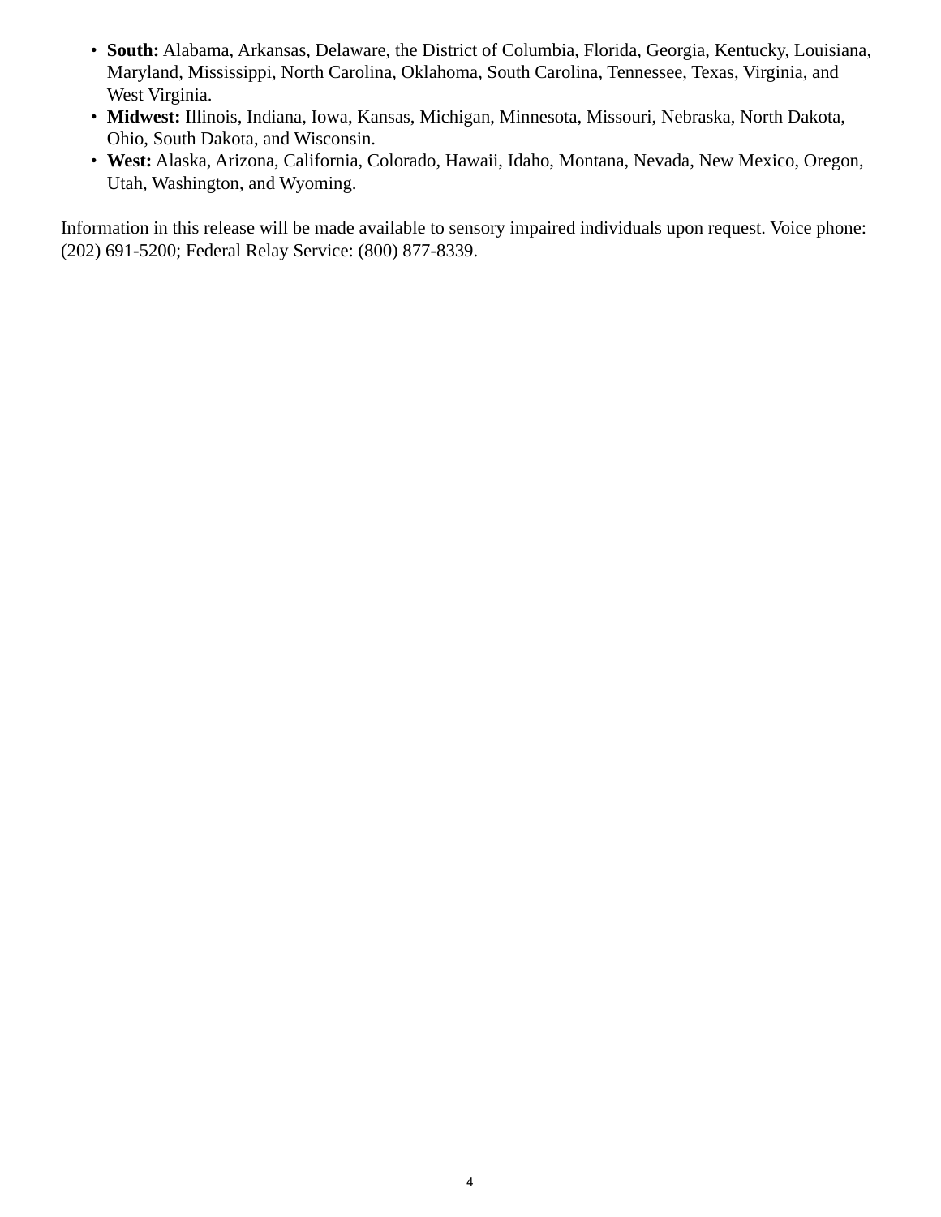- **South:** Alabama, Arkansas, Delaware, the District of Columbia, Florida, Georgia, Kentucky, Louisiana, Maryland, Mississippi, North Carolina, Oklahoma, South Carolina, Tennessee, Texas, Virginia, and West Virginia.
- **Midwest:** Illinois, Indiana, Iowa, Kansas, Michigan, Minnesota, Missouri, Nebraska, North Dakota, Ohio, South Dakota, and Wisconsin.
- **West:** Alaska, Arizona, California, Colorado, Hawaii, Idaho, Montana, Nevada, New Mexico, Oregon, Utah, Washington, and Wyoming.

Information in this release will be made available to sensory impaired individuals upon request. Voice phone: (202) 691-5200; Federal Relay Service: (800) 877-8339.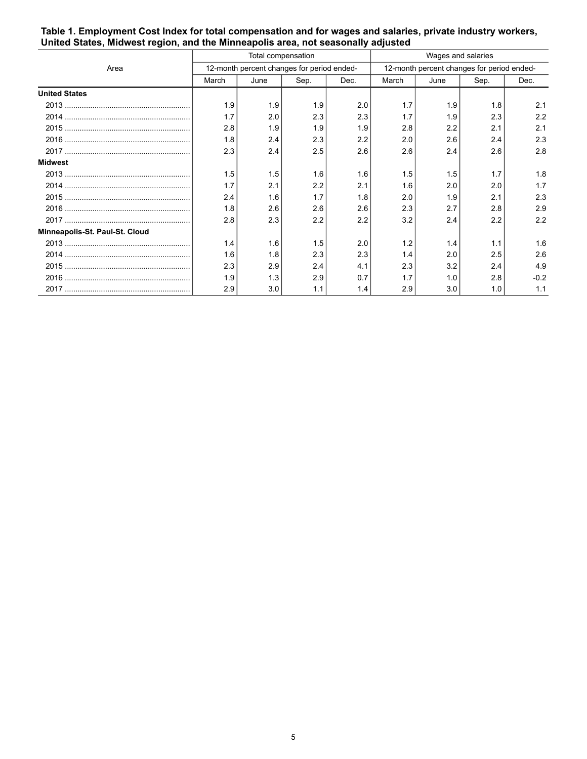**Table 1. Employment Cost Index for total compensation and for wages and salaries, private industry workers, United States, Midwest region, and the Minneapolis area, not seasonally adjusted**

| Area | Total compensation | | | | Wages and salaries | | | |
|---|---|---|---|---|---|---|---|---|
| | 12-month percent changes for period ended- | | | | 12-month percent changes for period ended- | | | |
| | March | June | Sep. | Dec. | March | June | Sep. | Dec. |
| **United States** | | | | | | | | |
| 2013 | 1.9 | 1.9 | 1.9 | 2.0 | 1.7 | 1.9 | 1.8 | 2.1 |
| 2014 | 1.7 | 2.0 | 2.3 | 2.3 | 1.7 | 1.9 | 2.3 | 2.2 |
| 2015 | 2.8 | 1.9 | 1.9 | 1.9 | 2.8 | 2.2 | 2.1 | 2.1 |
| 2016 | 1.8 | 2.4 | 2.3 | 2.2 | 2.0 | 2.6 | 2.4 | 2.3 |
| 2017 | 2.3 | 2.4 | 2.5 | 2.6 | 2.6 | 2.4 | 2.6 | 2.8 |
| **Midwest** | | | | | | | | |
| 2013 | 1.5 | 1.5 | 1.6 | 1.6 | 1.5 | 1.5 | 1.7 | 1.8 |
| 2014 | 1.7 | 2.1 | 2.2 | 2.1 | 1.6 | 2.0 | 2.0 | 1.7 |
| 2015 | 2.4 | 1.6 | 1.7 | 1.8 | 2.0 | 1.9 | 2.1 | 2.3 |
| 2016 | 1.8 | 2.6 | 2.6 | 2.6 | 2.3 | 2.7 | 2.8 | 2.9 |
| 2017 | 2.8 | 2.3 | 2.2 | 2.2 | 3.2 | 2.4 | 2.2 | 2.2 |
| **Minneapolis-St. Paul-St. Cloud** | | | | | | | | |
| 2013 | 1.4 | 1.6 | 1.5 | 2.0 | 1.2 | 1.4 | 1.1 | 1.6 |
| 2014 | 1.6 | 1.8 | 2.3 | 2.3 | 1.4 | 2.0 | 2.5 | 2.6 |
| 2015 | 2.3 | 2.9 | 2.4 | 4.1 | 2.3 | 3.2 | 2.4 | 4.9 |
| 2016 | 1.9 | 1.3 | 2.9 | 0.7 | 1.7 | 1.0 | 2.8 | -0.2 |
| 2017 | 2.9 | 3.0 | 1.1 | 1.4 | 2.9 | 3.0 | 1.0 | 1.1 |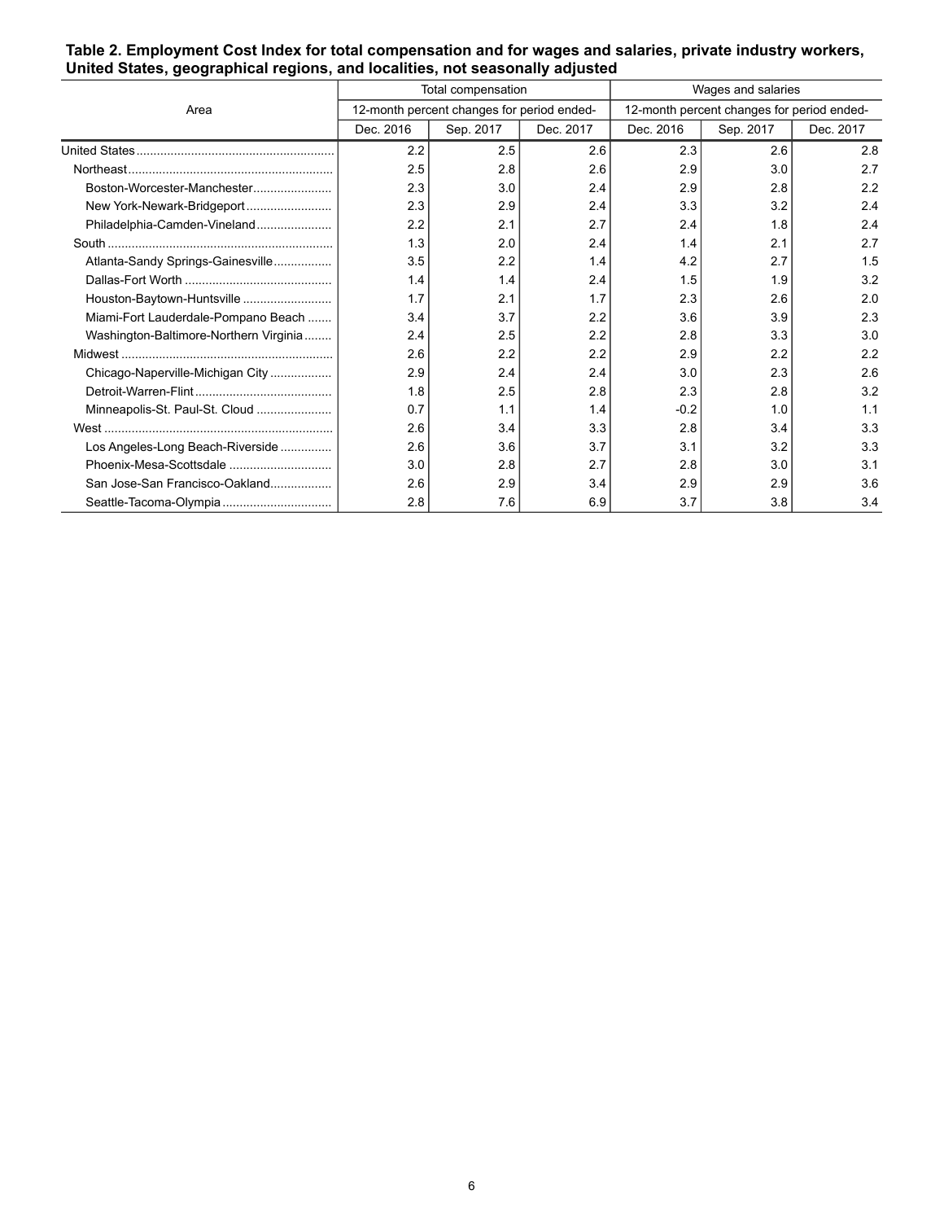**Table 2. Employment Cost Index for total compensation and for wages and salaries, private industry workers, United States, geographical regions, and localities, not seasonally adjusted**

| Area | Total compensation | | | Wages and salaries | | |
|---|---|---|---|---|---|---|
| | 12-month percent changes for period ended- | | | 12-month percent changes for period ended- | | |
| | Dec. 2016 | Sep. 2017 | Dec. 2017 | Dec. 2016 | Sep. 2017 | Dec. 2017 |
| United States | 2.2 | 2.5 | 2.6 | 2.3 | 2.6 | 2.8 |
| Northeast | 2.5 | 2.8 | 2.6 | 2.9 | 3.0 | 2.7 |
| Boston-Worcester-Manchester | 2.3 | 3.0 | 2.4 | 2.9 | 2.8 | 2.2 |
| New York-Newark-Bridgeport | 2.3 | 2.9 | 2.4 | 3.3 | 3.2 | 2.4 |
| Philadelphia-Camden-Vineland | 2.2 | 2.1 | 2.7 | 2.4 | 1.8 | 2.4 |
| South | 1.3 | 2.0 | 2.4 | 1.4 | 2.1 | 2.7 |
| Atlanta-Sandy Springs-Gainesville | 3.5 | 2.2 | 1.4 | 4.2 | 2.7 | 1.5 |
| Dallas-Fort Worth | 1.4 | 1.4 | 2.4 | 1.5 | 1.9 | 3.2 |
| Houston-Baytown-Huntsville | 1.7 | 2.1 | 1.7 | 2.3 | 2.6 | 2.0 |
| Miami-Fort Lauderdale-Pompano Beach | 3.4 | 3.7 | 2.2 | 3.6 | 3.9 | 2.3 |
| Washington-Baltimore-Northern Virginia | 2.4 | 2.5 | 2.2 | 2.8 | 3.3 | 3.0 |
| Midwest | 2.6 | 2.2 | 2.2 | 2.9 | 2.2 | 2.2 |
| Chicago-Naperville-Michigan City | 2.9 | 2.4 | 2.4 | 3.0 | 2.3 | 2.6 |
| Detroit-Warren-Flint | 1.8 | 2.5 | 2.8 | 2.3 | 2.8 | 3.2 |
| Minneapolis-St. Paul-St. Cloud | 0.7 | 1.1 | 1.4 | -0.2 | 1.0 | 1.1 |
| West | 2.6 | 3.4 | 3.3 | 2.8 | 3.4 | 3.3 |
| Los Angeles-Long Beach-Riverside | 2.6 | 3.6 | 3.7 | 3.1 | 3.2 | 3.3 |
| Phoenix-Mesa-Scottsdale | 3.0 | 2.8 | 2.7 | 2.8 | 3.0 | 3.1 |
| San Jose-San Francisco-Oakland | 2.6 | 2.9 | 3.4 | 2.9 | 2.9 | 3.6 |
| Seattle-Tacoma-Olympia | 2.8 | 7.6 | 6.9 | 3.7 | 3.8 | 3.4 |